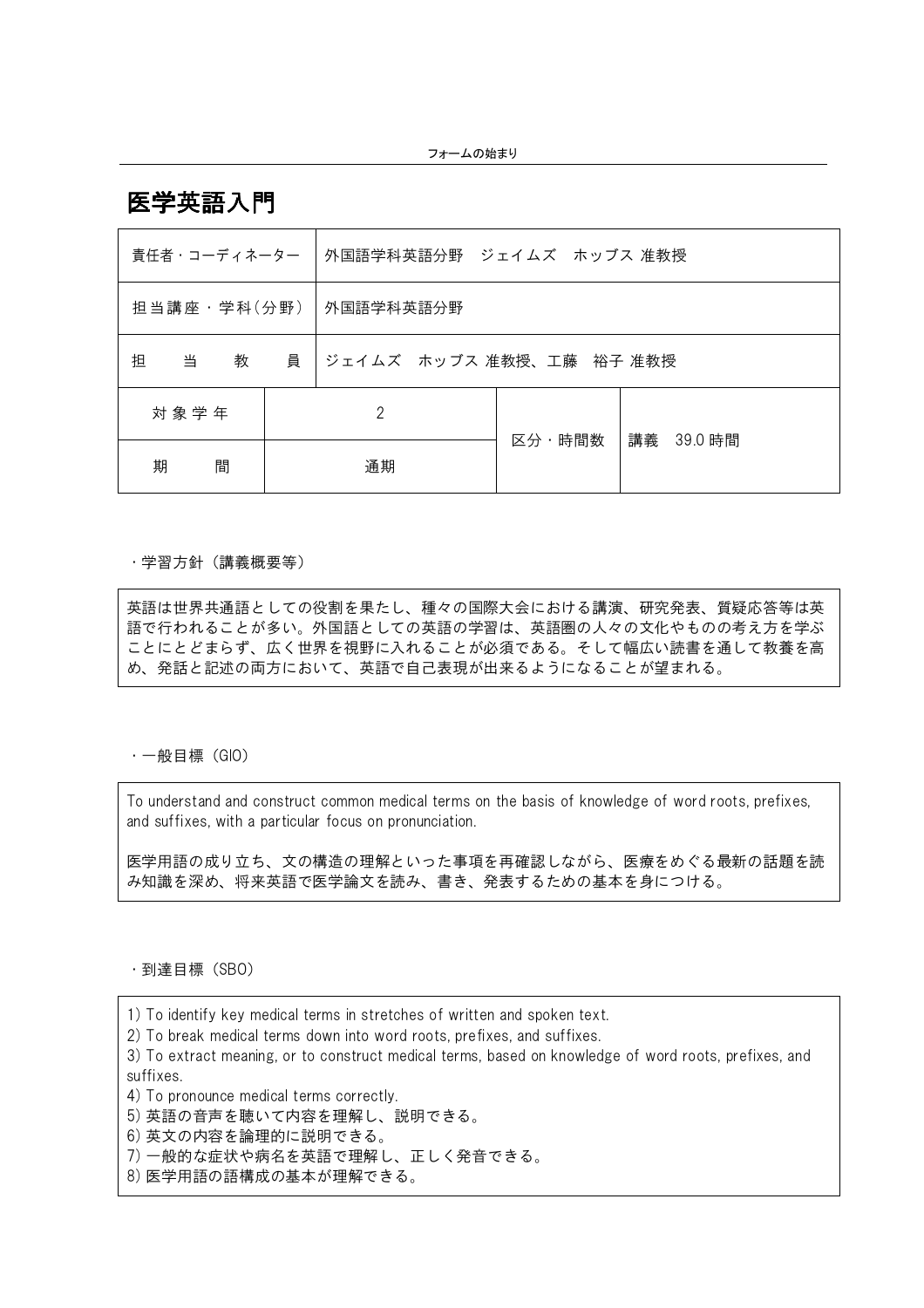フォームの始まり

# 医学英語入門

| 責任者・コーディネーター | 外国語学科英語分野　ジェイムズ　ホッブス 准教授 | | |
| --- | --- | --- | --- |
| 担当講座・学科(分野) | 外国語学科英語分野 | | |
| 担　当　教　員 | ジェイムズ　ホッブス 准教授、工藤　裕子 准教授 | | |
| 対象学年 | 2 | 区分・時間数 | 講義　39.0 時間 |
| 期　間 | 通期 | | |

・学習方針（講義概要等）

英語は世界共通語としての役割を果たし、種々の国際大会における講演、研究発表、質疑応答等は英語で行われることが多い。外国語としての英語の学習は、英語圏の人々の文化やものの考え方を学ぶことにとどまらず、広く世界を視野に入れることが必須である。そして幅広い読書を通して教養を高め、発話と記述の両方において、英語で自己表現が出来るようになることが望まれる。

・一般目標（GIO）

To understand and construct common medical terms on the basis of knowledge of word roots, prefixes, and suffixes, with a particular focus on pronunciation.

医学用語の成り立ち、文の構造の理解といった事項を再確認しながら、医療をめぐる最新の話題を読み知識を深め、将来英語で医学論文を読み、書き、発表するための基本を身につける。

・到達目標（SBO）

1) To identify key medical terms in stretches of written and spoken text.
2) To break medical terms down into word roots, prefixes, and suffixes.
3) To extract meaning, or to construct medical terms, based on knowledge of word roots, prefixes, and suffixes.
4) To pronounce medical terms correctly.
5) 英語の音声を聴いて内容を理解し、説明できる。
6) 英文の内容を論理的に説明できる。
7) 一般的な症状や病名を英語で理解し、正しく発音できる。
8) 医学用語の語構成の基本が理解できる。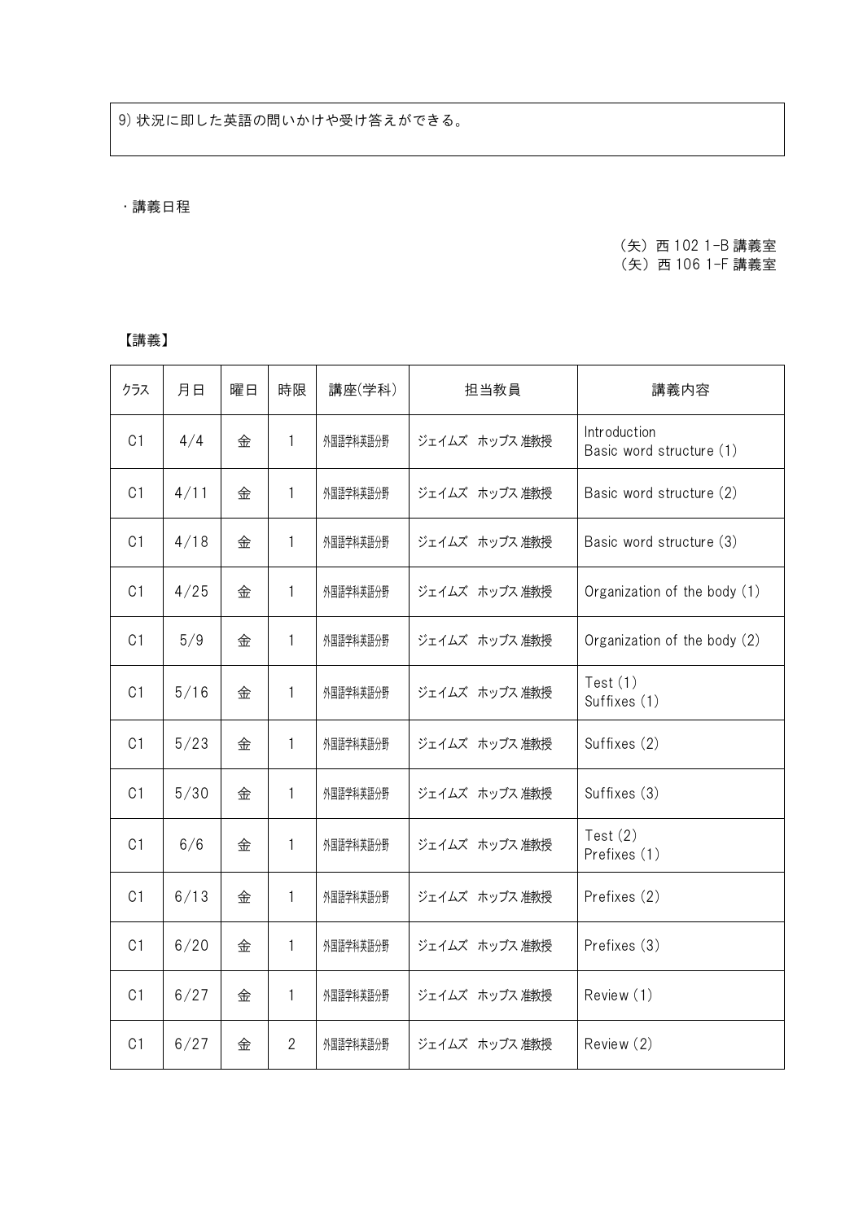9) 状況に即した英語の問いかけや受け答えができる。

・講義日程

（矢）西 102 1-B 講義室
（矢）西 106 1-F 講義室

【講義】

| クラス | 月日 | 曜日 | 時限 | 講座(学科) | 担当教員 | 講義内容 |
|---|---|---|---|---|---|---|
| C1 | 4/4 | 金 | 1 | 外国語学科英語分野 | ジェイムズ　ホッブス 准教授 | Introduction<br>Basic word structure (1) |
| C1 | 4/11 | 金 | 1 | 外国語学科英語分野 | ジェイムズ　ホッブス 准教授 | Basic word structure (2) |
| C1 | 4/18 | 金 | 1 | 外国語学科英語分野 | ジェイムズ　ホッブス 准教授 | Basic word structure (3) |
| C1 | 4/25 | 金 | 1 | 外国語学科英語分野 | ジェイムズ　ホッブス 准教授 | Organization of the body (1) |
| C1 | 5/9 | 金 | 1 | 外国語学科英語分野 | ジェイムズ　ホッブス 准教授 | Organization of the body (2) |
| C1 | 5/16 | 金 | 1 | 外国語学科英語分野 | ジェイムズ　ホッブス 准教授 | Test (1)<br>Suffixes (1) |
| C1 | 5/23 | 金 | 1 | 外国語学科英語分野 | ジェイムズ　ホッブス 准教授 | Suffixes (2) |
| C1 | 5/30 | 金 | 1 | 外国語学科英語分野 | ジェイムズ　ホッブス 准教授 | Suffixes (3) |
| C1 | 6/6 | 金 | 1 | 外国語学科英語分野 | ジェイムズ　ホッブス 准教授 | Test (2)<br>Prefixes (1) |
| C1 | 6/13 | 金 | 1 | 外国語学科英語分野 | ジェイムズ　ホッブス 准教授 | Prefixes (2) |
| C1 | 6/20 | 金 | 1 | 外国語学科英語分野 | ジェイムズ　ホッブス 准教授 | Prefixes (3) |
| C1 | 6/27 | 金 | 1 | 外国語学科英語分野 | ジェイムズ　ホッブス 准教授 | Review (1) |
| C1 | 6/27 | 金 | 2 | 外国語学科英語分野 | ジェイムズ　ホッブス 准教授 | Review (2) |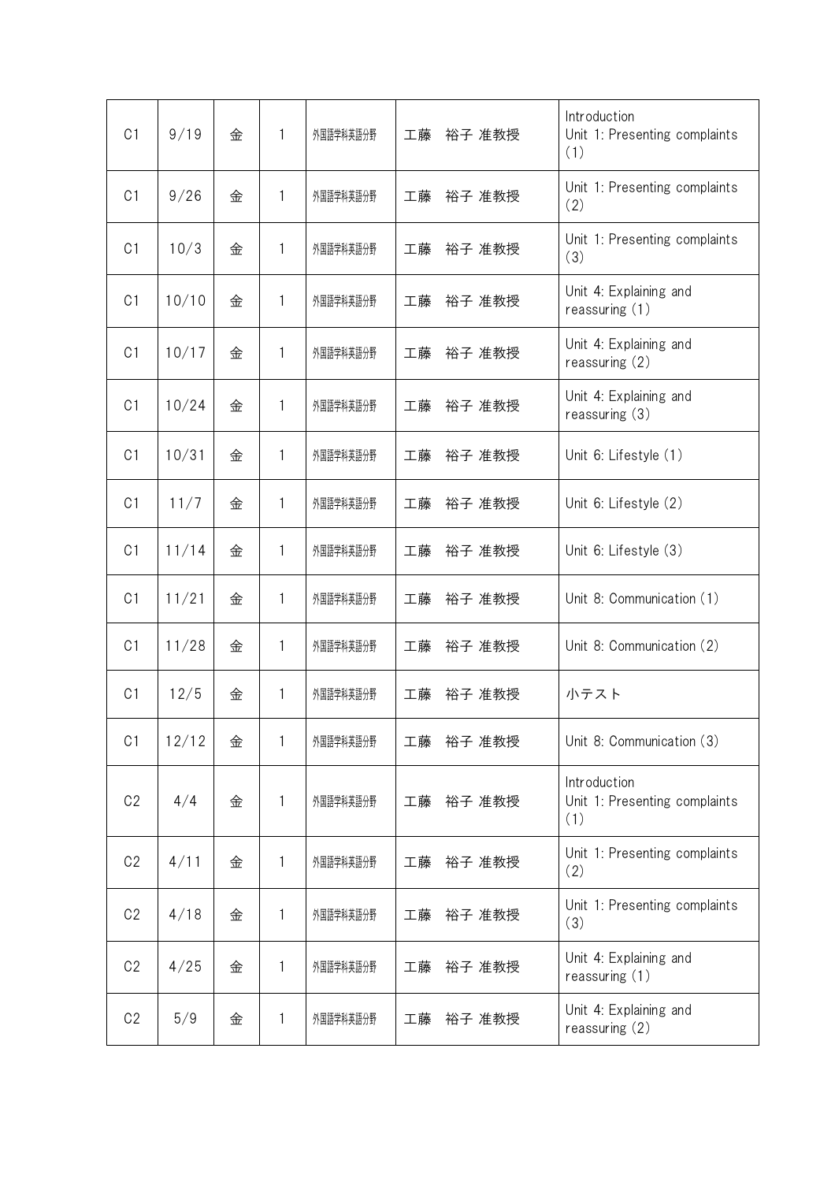| C1 | 9/19 | 金 | 1 | 外国語学科英語分野 | 工藤　裕子 准教授 | Introduction<br>Unit 1: Presenting complaints (1) |
|---|---|---|---|---|---|---|
| C1 | 9/26 | 金 | 1 | 外国語学科英語分野 | 工藤　裕子 准教授 | Unit 1: Presenting complaints (2) |
| C1 | 10/3 | 金 | 1 | 外国語学科英語分野 | 工藤　裕子 准教授 | Unit 1: Presenting complaints (3) |
| C1 | 10/10 | 金 | 1 | 外国語学科英語分野 | 工藤　裕子 准教授 | Unit 4: Explaining and reassuring (1) |
| C1 | 10/17 | 金 | 1 | 外国語学科英語分野 | 工藤　裕子 准教授 | Unit 4: Explaining and reassuring (2) |
| C1 | 10/24 | 金 | 1 | 外国語学科英語分野 | 工藤　裕子 准教授 | Unit 4: Explaining and reassuring (3) |
| C1 | 10/31 | 金 | 1 | 外国語学科英語分野 | 工藤　裕子 准教授 | Unit 6: Lifestyle (1) |
| C1 | 11/7 | 金 | 1 | 外国語学科英語分野 | 工藤　裕子 准教授 | Unit 6: Lifestyle (2) |
| C1 | 11/14 | 金 | 1 | 外国語学科英語分野 | 工藤　裕子 准教授 | Unit 6: Lifestyle (3) |
| C1 | 11/21 | 金 | 1 | 外国語学科英語分野 | 工藤　裕子 准教授 | Unit 8: Communication (1) |
| C1 | 11/28 | 金 | 1 | 外国語学科英語分野 | 工藤　裕子 准教授 | Unit 8: Communication (2) |
| C1 | 12/5 | 金 | 1 | 外国語学科英語分野 | 工藤　裕子 准教授 | 小テスト |
| C1 | 12/12 | 金 | 1 | 外国語学科英語分野 | 工藤　裕子 准教授 | Unit 8: Communication (3) |
| C2 | 4/4 | 金 | 1 | 外国語学科英語分野 | 工藤　裕子 准教授 | Introduction<br>Unit 1: Presenting complaints (1) |
| C2 | 4/11 | 金 | 1 | 外国語学科英語分野 | 工藤　裕子 准教授 | Unit 1: Presenting complaints (2) |
| C2 | 4/18 | 金 | 1 | 外国語学科英語分野 | 工藤　裕子 准教授 | Unit 1: Presenting complaints (3) |
| C2 | 4/25 | 金 | 1 | 外国語学科英語分野 | 工藤　裕子 准教授 | Unit 4: Explaining and reassuring (1) |
| C2 | 5/9 | 金 | 1 | 外国語学科英語分野 | 工藤　裕子 准教授 | Unit 4: Explaining and reassuring (2) |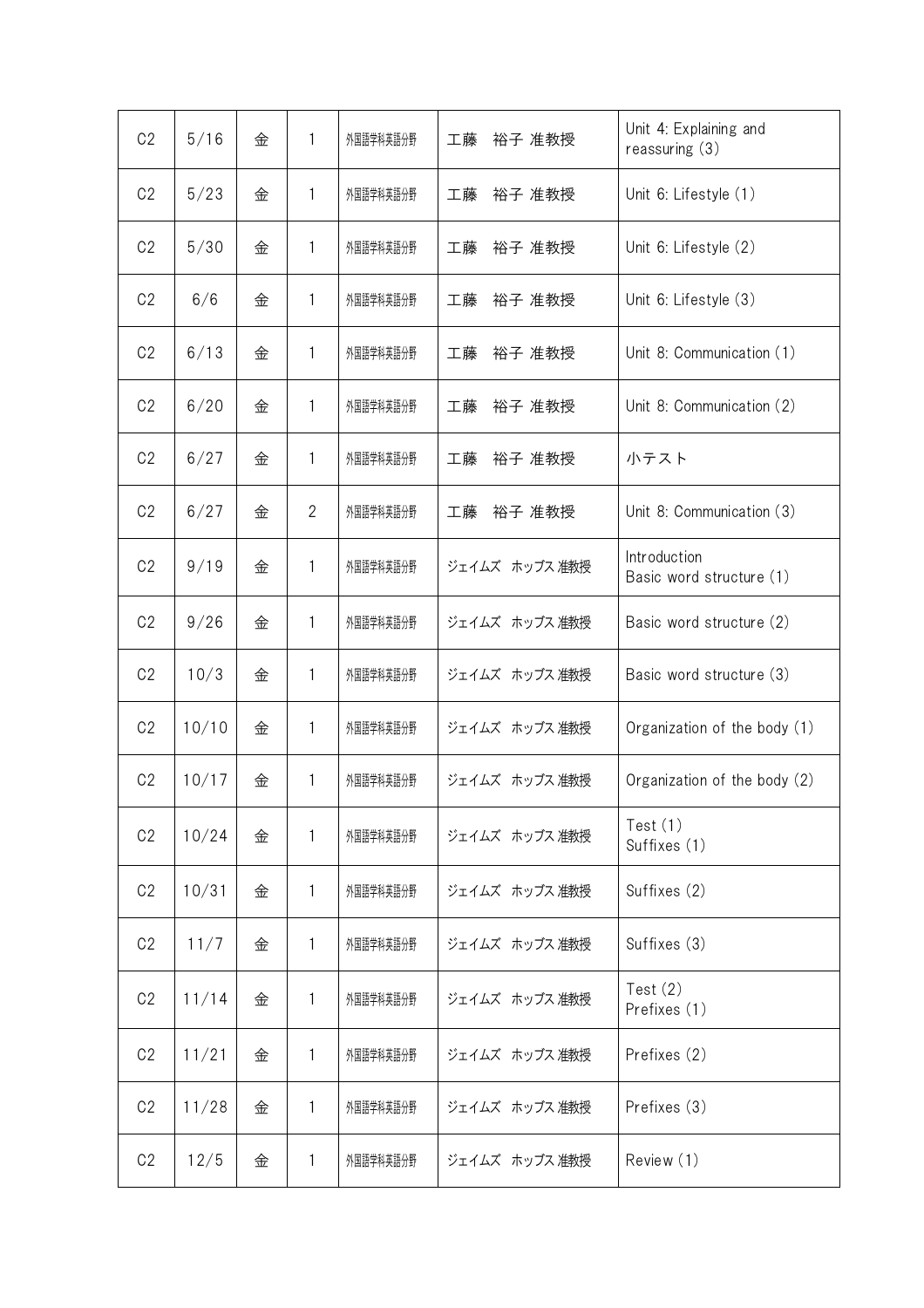| C2 | 5/16 | 金 | 1 | 外国語学科英語分野 | 工藤　裕子 准教授 | Unit 4: Explaining and reassuring (3) |
|---|---|---|---|---|---|---|
| C2 | 5/23 | 金 | 1 | 外国語学科英語分野 | 工藤　裕子 准教授 | Unit 6: Lifestyle (1) |
| C2 | 5/30 | 金 | 1 | 外国語学科英語分野 | 工藤　裕子 准教授 | Unit 6: Lifestyle (2) |
| C2 | 6/6 | 金 | 1 | 外国語学科英語分野 | 工藤　裕子 准教授 | Unit 6: Lifestyle (3) |
| C2 | 6/13 | 金 | 1 | 外国語学科英語分野 | 工藤　裕子 准教授 | Unit 8: Communication (1) |
| C2 | 6/20 | 金 | 1 | 外国語学科英語分野 | 工藤　裕子 准教授 | Unit 8: Communication (2) |
| C2 | 6/27 | 金 | 1 | 外国語学科英語分野 | 工藤　裕子 准教授 | 小テスト |
| C2 | 6/27 | 金 | 2 | 外国語学科英語分野 | 工藤　裕子 准教授 | Unit 8: Communication (3) |
| C2 | 9/19 | 金 | 1 | 外国語学科英語分野 | ジェイムズ ホッブス 准教授 | Introduction<br>Basic word structure (1) |
| C2 | 9/26 | 金 | 1 | 外国語学科英語分野 | ジェイムズ ホッブス 准教授 | Basic word structure (2) |
| C2 | 10/3 | 金 | 1 | 外国語学科英語分野 | ジェイムズ ホッブス 准教授 | Basic word structure (3) |
| C2 | 10/10 | 金 | 1 | 外国語学科英語分野 | ジェイムズ ホッブス 准教授 | Organization of the body (1) |
| C2 | 10/17 | 金 | 1 | 外国語学科英語分野 | ジェイムズ ホッブス 准教授 | Organization of the body (2) |
| C2 | 10/24 | 金 | 1 | 外国語学科英語分野 | ジェイムズ ホッブス 准教授 | Test (1)<br>Suffixes (1) |
| C2 | 10/31 | 金 | 1 | 外国語学科英語分野 | ジェイムズ ホッブス 准教授 | Suffixes (2) |
| C2 | 11/7 | 金 | 1 | 外国語学科英語分野 | ジェイムズ ホッブス 准教授 | Suffixes (3) |
| C2 | 11/14 | 金 | 1 | 外国語学科英語分野 | ジェイムズ ホッブス 准教授 | Test (2)<br>Prefixes (1) |
| C2 | 11/21 | 金 | 1 | 外国語学科英語分野 | ジェイムズ ホッブス 准教授 | Prefixes (2) |
| C2 | 11/28 | 金 | 1 | 外国語学科英語分野 | ジェイムズ ホッブス 准教授 | Prefixes (3) |
| C2 | 12/5 | 金 | 1 | 外国語学科英語分野 | ジェイムズ ホッブス 准教授 | Review (1) |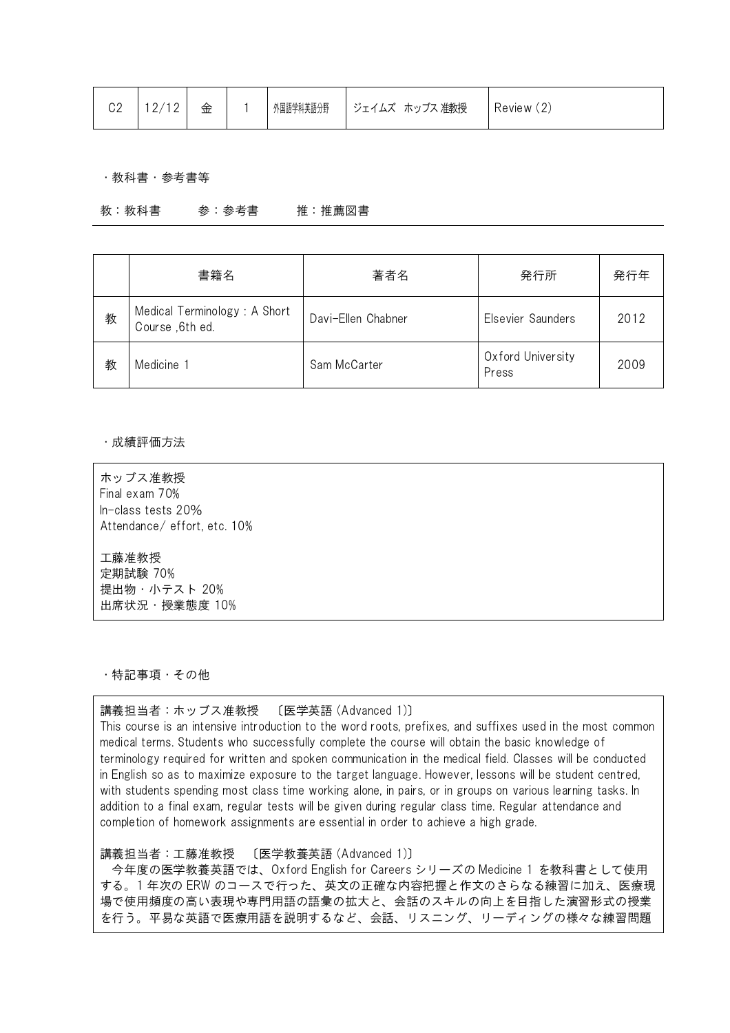| C2 | 12/12 | 金 | 1 | 外国語学科英語分野 | ジェイムズ ホッブス 准教授 | Review (2) |
|---|---|---|---|---|---|---|

・教科書・参考書等

教：教科書　　　参：参考書　　　推：推薦図書

| | 書籍名 | 著者名 | 発行所 | 発行年 |
|---|---|---|---|---|
| 教 | Medical Terminology : A Short Course ,6th ed. | Davi-Ellen Chabner | Elsevier Saunders | 2012 |
| 教 | Medicine 1 | Sam McCarter | Oxford University Press | 2009 |

・成績評価方法

ホッブス准教授
Final exam 70%
In-class tests 20%
Attendance/ effort, etc. 10%

工藤准教授
定期試験 70%
提出物・小テスト 20%
出席状況・授業態度 10%

・特記事項・その他

講義担当者：ホッブス准教授　〔医学英語 (Advanced 1)〕
This course is an intensive introduction to the word roots, prefixes, and suffixes used in the most common medical terms. Students who successfully complete the course will obtain the basic knowledge of terminology required for written and spoken communication in the medical field. Classes will be conducted in English so as to maximize exposure to the target language. However, lessons will be student centred, with students spending most class time working alone, in pairs, or in groups on various learning tasks. In addition to a final exam, regular tests will be given during regular class time. Regular attendance and completion of homework assignments are essential in order to achieve a high grade.

講義担当者：工藤准教授　〔医学教養英語 (Advanced 1)〕
　今年度の医学教養英語では、Oxford English for Careers シリーズの Medicine 1 を教科書として使用する。1 年次の ERW のコースで行った、英文の正確な内容把握と作文のさらなる練習に加え、医療現場で使用頻度の高い表現や専門用語の語彙の拡大と、会話のスキルの向上を目指した演習形式の授業を行う。平易な英語で医療用語を説明するなど、会話、リスニング、リーディングの様々な練習問題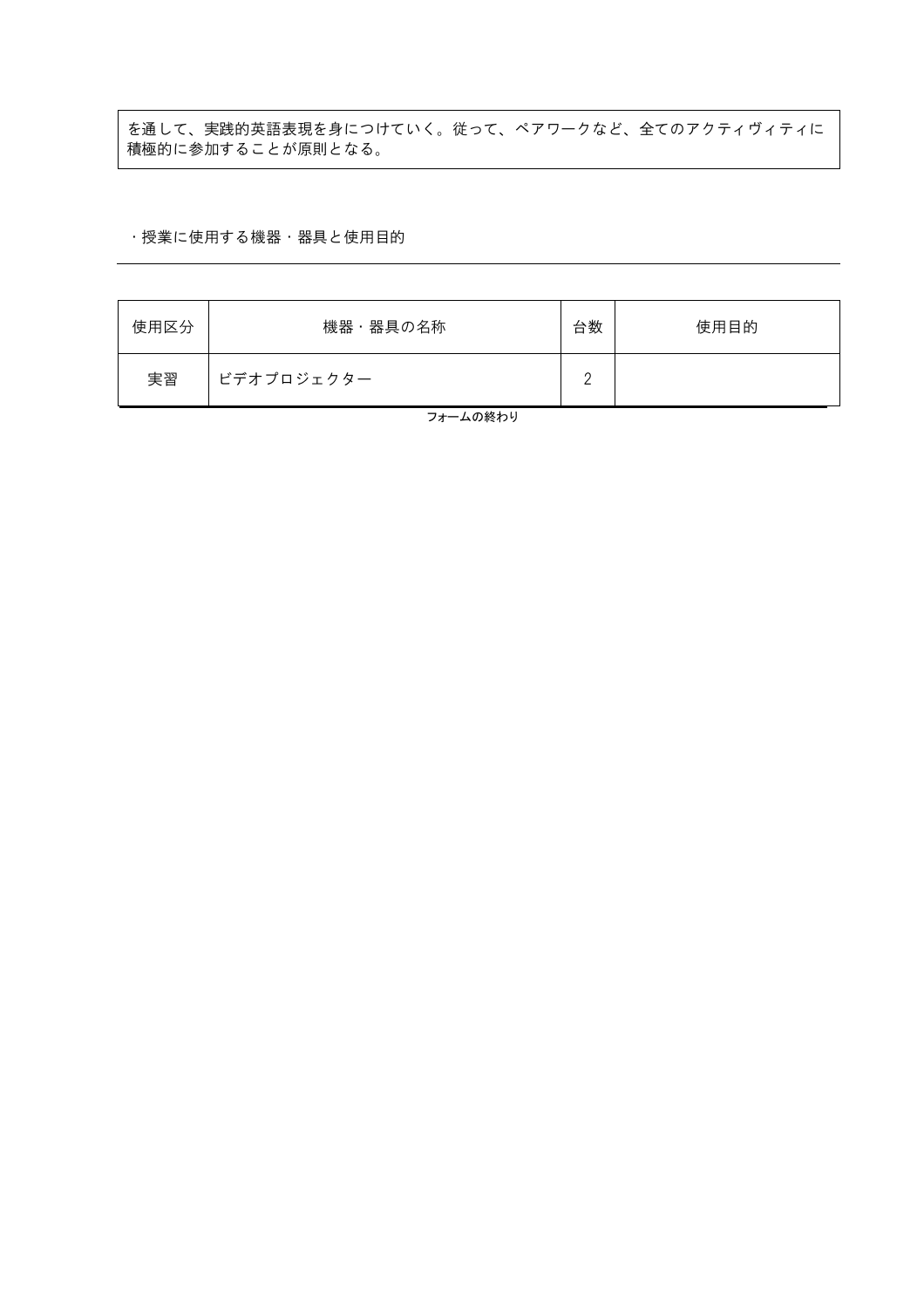を通して、実践的英語表現を身につけていく。従って、ペアワークなど、全てのアクティヴィティに積極的に参加することが原則となる。

・授業に使用する機器・器具と使用目的

| 使用区分 | 機器・器具の名称 | 台数 | 使用目的 |
|---|---|---|---|
| 実習 | ビデオプロジェクター | 2 | |

フォームの終わり